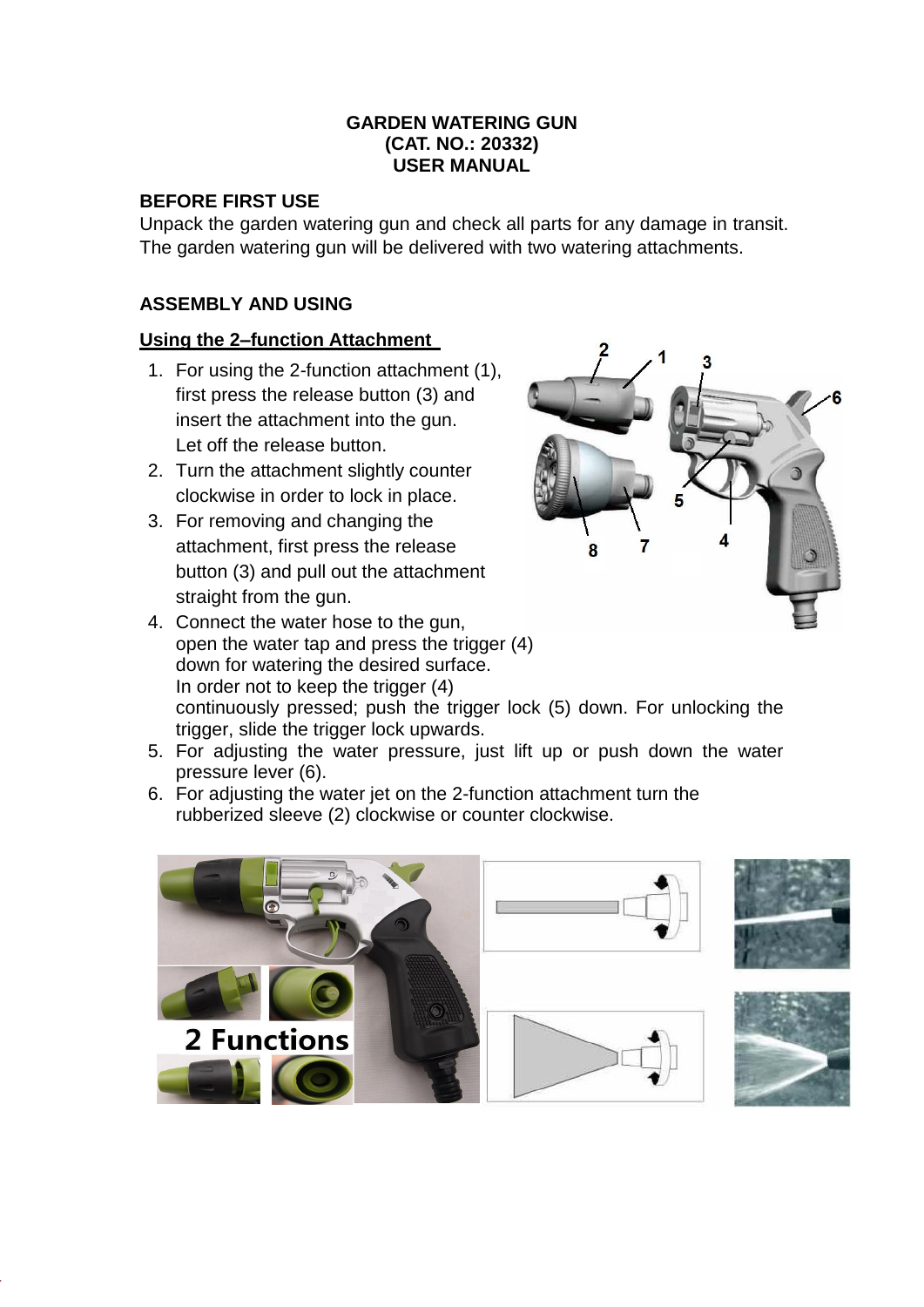# GARDEN WATERING GUN
## (CAT. NO.: 20332)
## USER MANUAL

### BEFORE FIRST USE

Unpack the garden watering gun and check all parts for any damage in transit. The garden watering gun will be delivered with two watering attachments.

### ASSEMBLY AND USING

**Using the 2–function Attachment**

1. For using the 2-function attachment (1), first press the release button (3) and insert the attachment into the gun. Let off the release button.
2. Turn the attachment slightly counter clockwise in order to lock in place.
3. For removing and changing the attachment, first press the release button (3) and pull out the attachment straight from the gun.
4. Connect the water hose to the gun, open the water tap and press the trigger (4) down for watering the desired surface. In order not to keep the trigger (4) continuously pressed; push the trigger lock (5) down. For unlocking the trigger, slide the trigger lock upwards.
5. For adjusting the water pressure, just lift up or push down the water pressure lever (6).
6. For adjusting the water jet on the 2-function attachment turn the rubberized sleeve (2) clockwise or counter clockwise.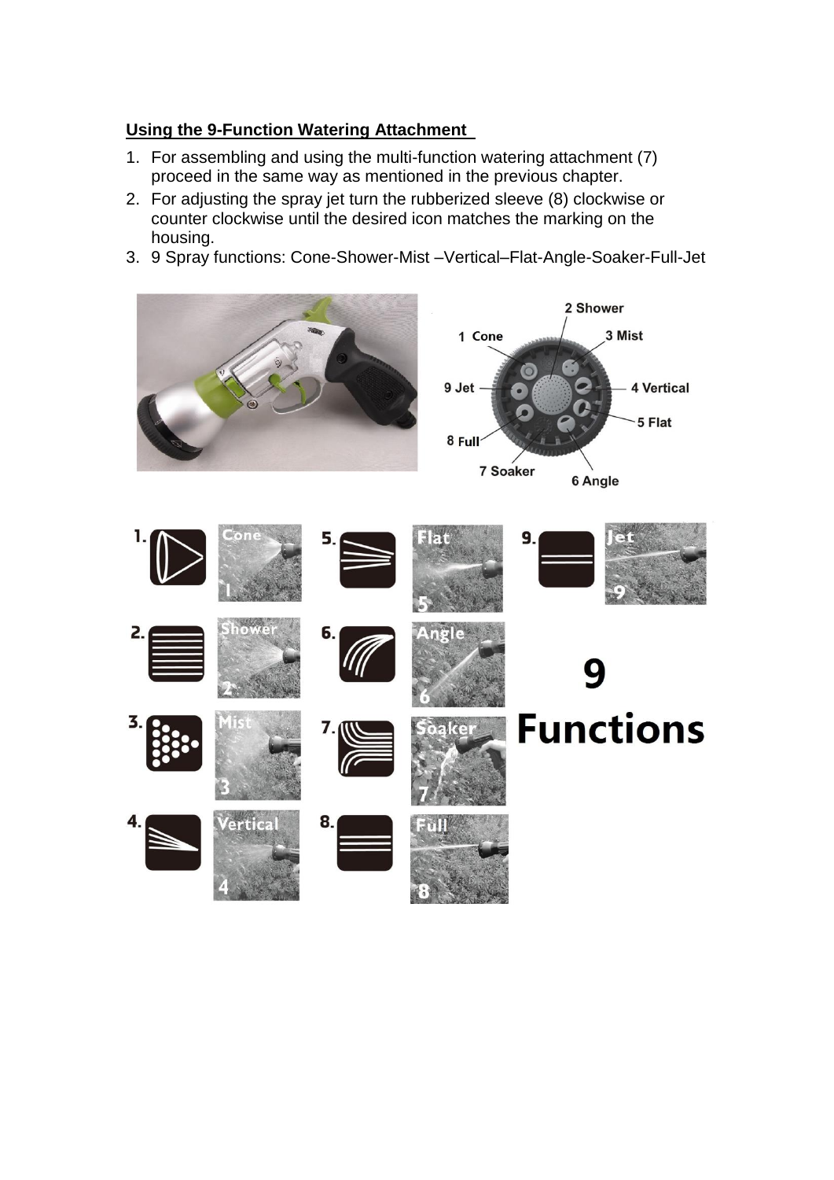**Using the 9-Function Watering Attachment**

1. For assembling and using the multi-function watering attachment (7) proceed in the same way as mentioned in the previous chapter.
2. For adjusting the spray jet turn the rubberized sleeve (8) clockwise or counter clockwise until the desired icon matches the marking on the housing.
3. 9 Spray functions: Cone-Shower-Mist –Vertical–Flat-Angle-Soaker-Full-Jet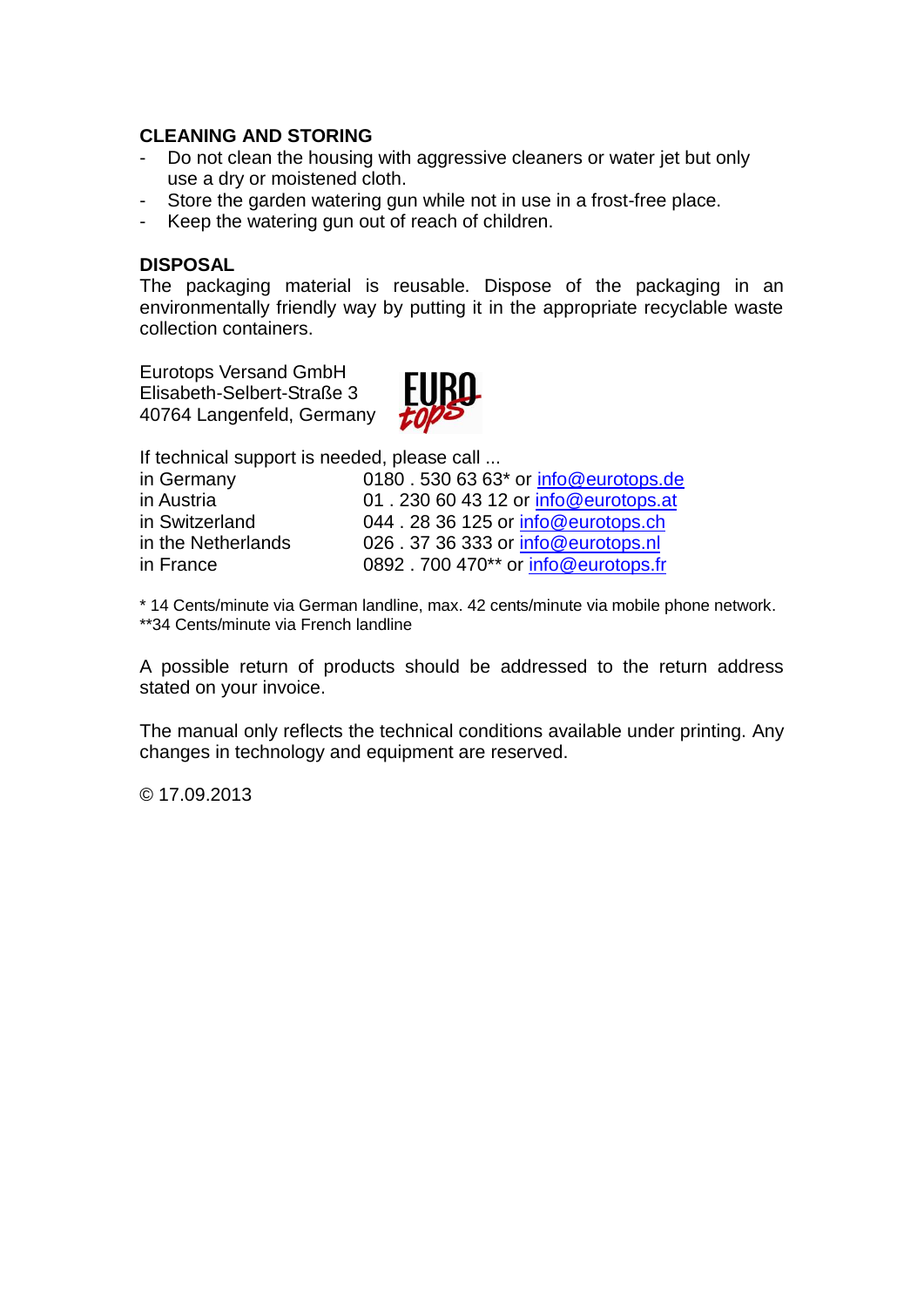## CLEANING AND STORING

- Do not clean the housing with aggressive cleaners or water jet but only use a dry or moistened cloth.
- Store the garden watering gun while not in use in a frost-free place.
- Keep the watering gun out of reach of children.

## DISPOSAL

The packaging material is reusable. Dispose of the packaging in an environmentally friendly way by putting it in the appropriate recyclable waste collection containers.

Eurotops Versand GmbH
Elisabeth-Selbert-Straße 3
40764 Langenfeld, Germany

If technical support is needed, please call ...

| | |
|---|---|
| in Germany | 0180 . 530 63 63* or info@eurotops.de |
| in Austria | 01 . 230 60 43 12 or info@eurotops.at |
| in Switzerland | 044 . 28 36 125 or info@eurotops.ch |
| in the Netherlands | 026 . 37 36 333 or info@eurotops.nl |
| in France | 0892 . 700 470** or info@eurotops.fr |

* 14 Cents/minute via German landline, max. 42 cents/minute via mobile phone network.
**34 Cents/minute via French landline

A possible return of products should be addressed to the return address stated on your invoice.

The manual only reflects the technical conditions available under printing. Any changes in technology and equipment are reserved.

© 17.09.2013